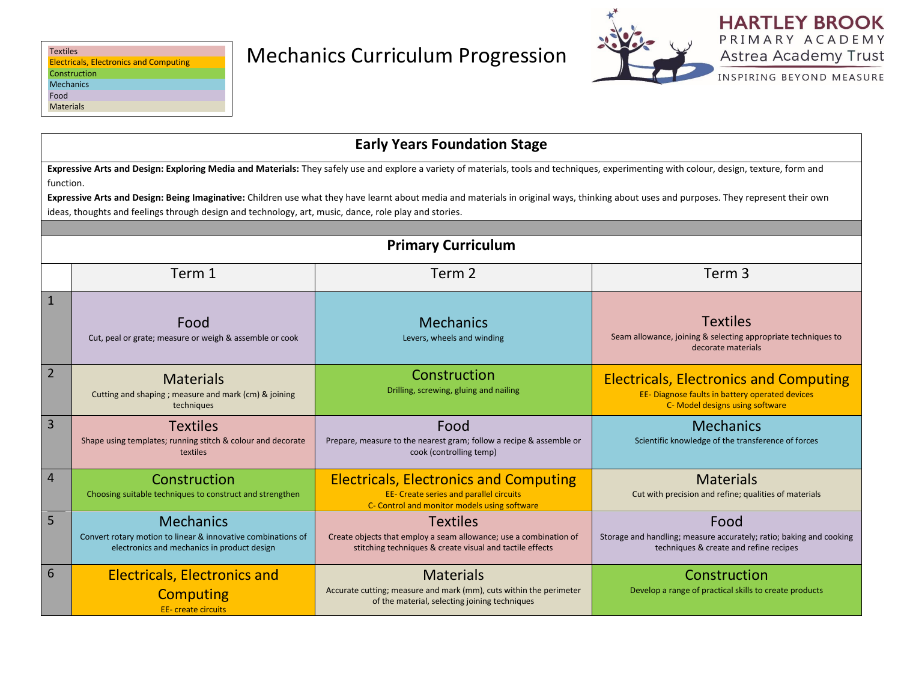| Key |
|---|
| Textiles |
| Electricals, Electronics and Computing |
| Construction |
| Mechanics |
| Food |
| Materials |

# Mechanics Curriculum Progression

HARTLEY BROOK
PRIMARY ACADEMY
Astrea Academy Trust
INSPIRING BEYOND MEASURE

## Early Years Foundation Stage

**Expressive Arts and Design: Exploring Media and Materials:** They safely use and explore a variety of materials, tools and techniques, experimenting with colour, design, texture, form and function.

**Expressive Arts and Design: Being Imaginative:** Children use what they have learnt about media and materials in original ways, thinking about uses and purposes. They represent their own ideas, thoughts and feelings through design and technology, art, music, dance, role play and stories.

## Primary Curriculum

| | Term 1 | Term 2 | Term 3 |
|---|---|---|---|
| 1 | **Food**<br>Cut, peal or grate; measure or weigh & assemble or cook | **Mechanics**<br>Levers, wheels and winding | **Textiles**<br>Seam allowance, joining & selecting appropriate techniques to decorate materials |
| 2 | **Materials**<br>Cutting and shaping ; measure and mark (cm) & joining techniques | **Construction**<br>Drilling, screwing, gluing and nailing | **Electricals, Electronics and Computing**<br>EE- Diagnose faults in battery operated devices<br>C- Model designs using software |
| 3 | **Textiles**<br>Shape using templates; running stitch & colour and decorate textiles | **Food**<br>Prepare, measure to the nearest gram; follow a recipe & assemble or cook (controlling temp) | **Mechanics**<br>Scientific knowledge of the transference of forces |
| 4 | **Construction**<br>Choosing suitable techniques to construct and strengthen | **Electricals, Electronics and Computing**<br>EE- Create series and parallel circuits<br>C- Control and monitor models using software | **Materials**<br>Cut with precision and refine; qualities of materials |
| 5 | **Mechanics**<br>Convert rotary motion to linear & innovative combinations of electronics and mechanics in product design | **Textiles**<br>Create objects that employ a seam allowance; use a combination of stitching techniques & create visual and tactile effects | **Food**<br>Storage and handling; measure accurately; ratio; baking and cooking techniques & create and refine recipes |
| 6 | **Electricals, Electronics and Computing**<br>EE- create circuits | **Materials**<br>Accurate cutting; measure and mark (mm), cuts within the perimeter of the material, selecting joining techniques | **Construction**<br>Develop a range of practical skills to create products |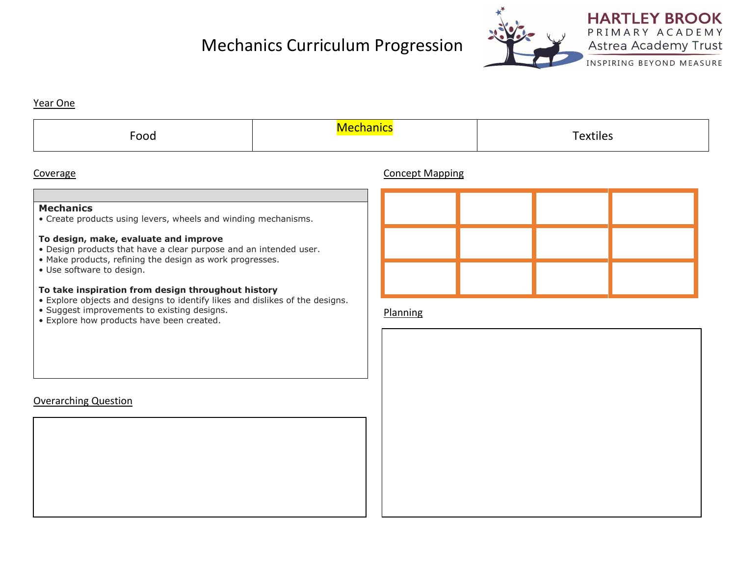# Mechanics Curriculum Progression

HARTLEY BROOK PRIMARY ACADEMY
Astrea Academy Trust
INSPIRING BEYOND MEASURE

## Year One

| Food | Mechanics | Textiles |
|---|---|---|

## Coverage

**Mechanics**
- Create products using levers, wheels and winding mechanisms.

**To design, make, evaluate and improve**
- Design products that have a clear purpose and an intended user.
- Make products, refining the design as work progresses.
- Use software to design.

**To take inspiration from design throughout history**
- Explore objects and designs to identify likes and dislikes of the designs.
- Suggest improvements to existing designs.
- Explore how products have been created.

## Overarching Question

## Concept Mapping

| | | | |
|---|---|---|---|
| | | | |
| | | | |

## Planning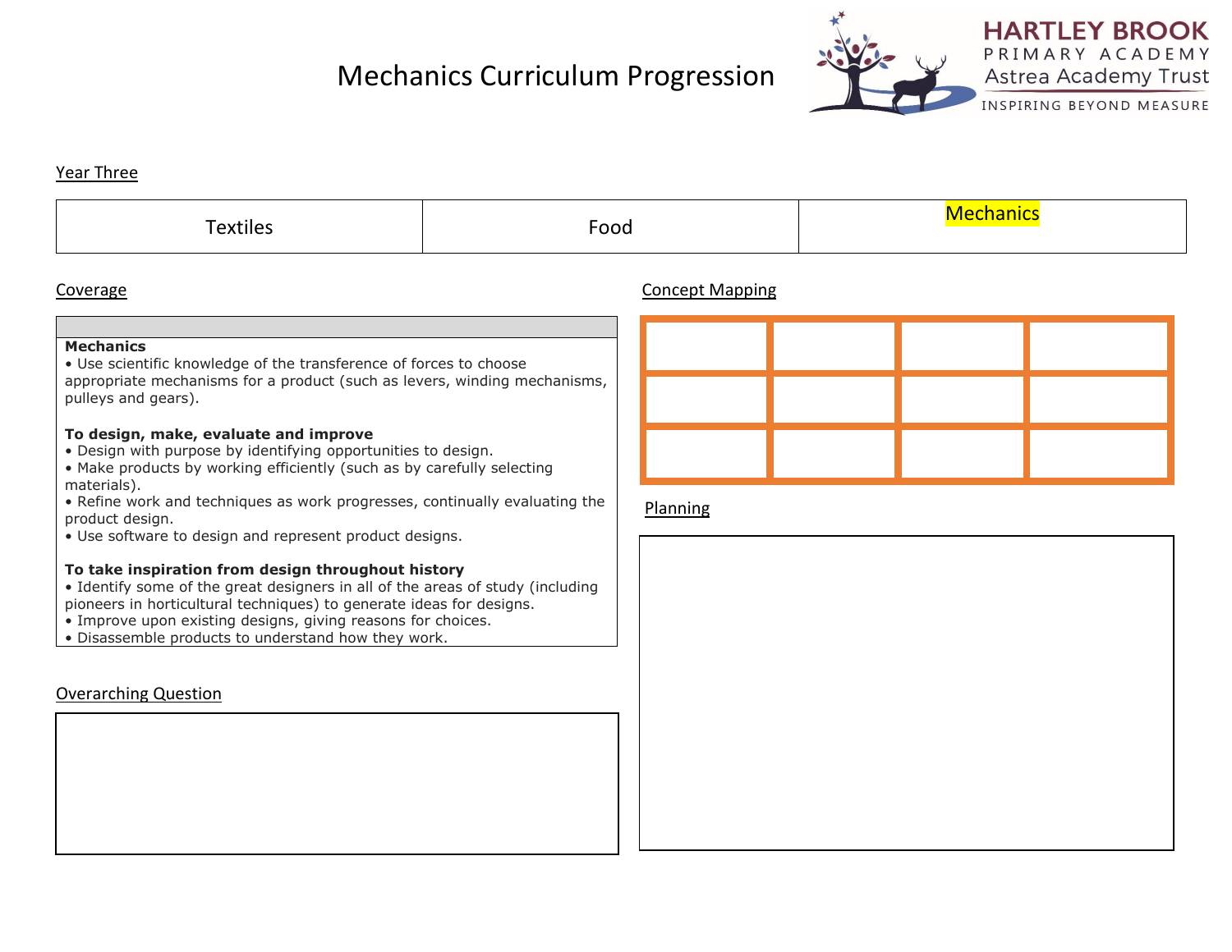# Mechanics Curriculum Progression

HARTLEY BROOK
PRIMARY ACADEMY
Astrea Academy Trust
INSPIRING BEYOND MEASURE

## Year Three

| Textiles | Food | Mechanics |
| --- | --- | --- |

## Coverage

**Mechanics**

- Use scientific knowledge of the transference of forces to choose appropriate mechanisms for a product (such as levers, winding mechanisms, pulleys and gears).

**To design, make, evaluate and improve**

- Design with purpose by identifying opportunities to design.
- Make products by working efficiently (such as by carefully selecting materials).
- Refine work and techniques as work progresses, continually evaluating the product design.
- Use software to design and represent product designs.

**To take inspiration from design throughout history**

- Identify some of the great designers in all of the areas of study (including pioneers in horticultural techniques) to generate ideas for designs.
- Improve upon existing designs, giving reasons for choices.
- Disassemble products to understand how they work.

## Concept Mapping

| | | | |
| --- | --- | --- | --- |
| | | | |
| | | | |
| | | | |

## Planning

## Overarching Question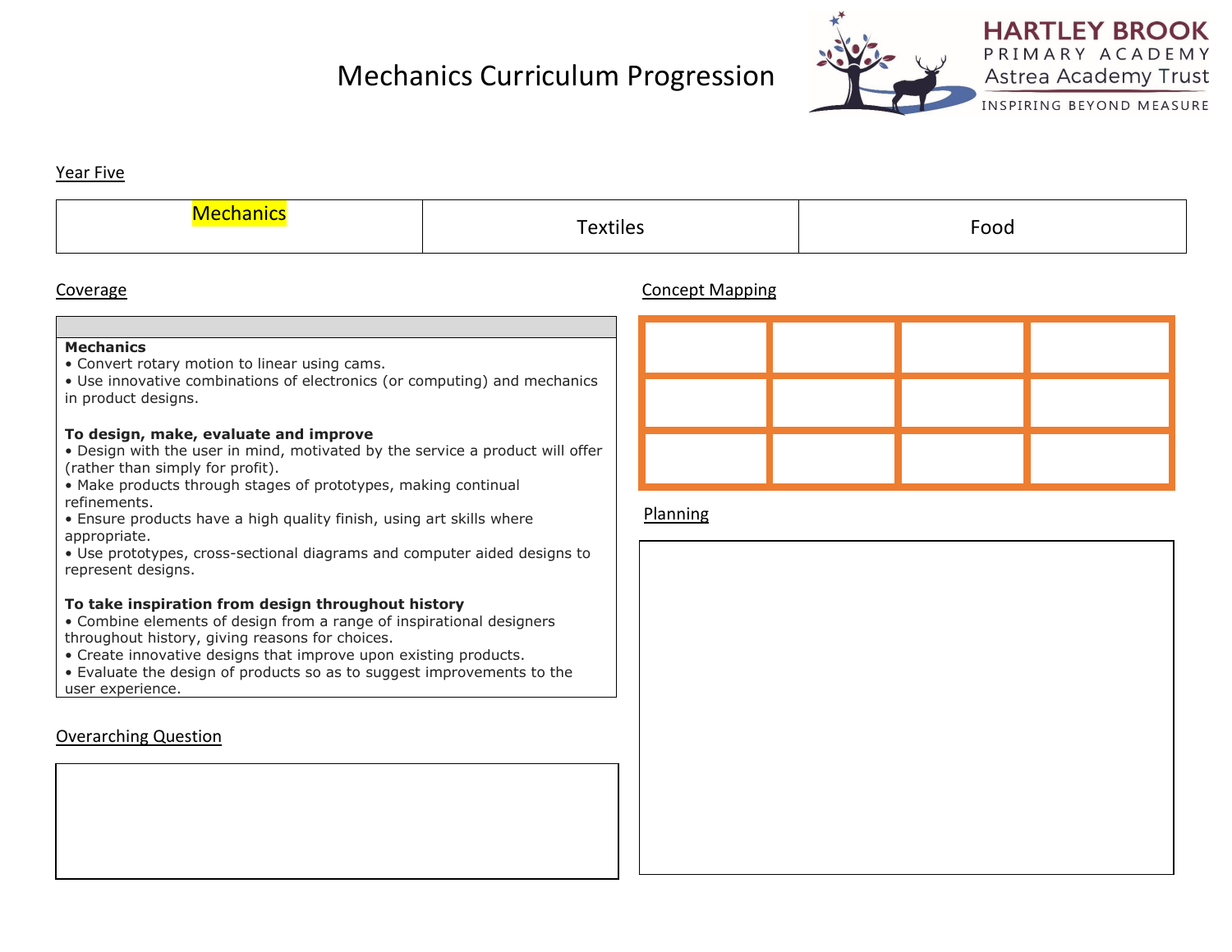# Mechanics Curriculum Progression

HARTLEY BROOK
PRIMARY ACADEMY
Astrea Academy Trust
INSPIRING BEYOND MEASURE

## Year Five

| Mechanics | Textiles | Food |
|---|---|---|

## Coverage

**Mechanics**
• Convert rotary motion to linear using cams.
• Use innovative combinations of electronics (or computing) and mechanics in product designs.

**To design, make, evaluate and improve**
• Design with the user in mind, motivated by the service a product will offer (rather than simply for profit).
• Make products through stages of prototypes, making continual refinements.
• Ensure products have a high quality finish, using art skills where appropriate.
• Use prototypes, cross-sectional diagrams and computer aided designs to represent designs.

**To take inspiration from design throughout history**
• Combine elements of design from a range of inspirational designers throughout history, giving reasons for choices.
• Create innovative designs that improve upon existing products.
• Evaluate the design of products so as to suggest improvements to the user experience.

## Overarching Question

## Concept Mapping

| | | | |
|---|---|---|---|
| | | | |
| | | | |
| | | | |

## Planning